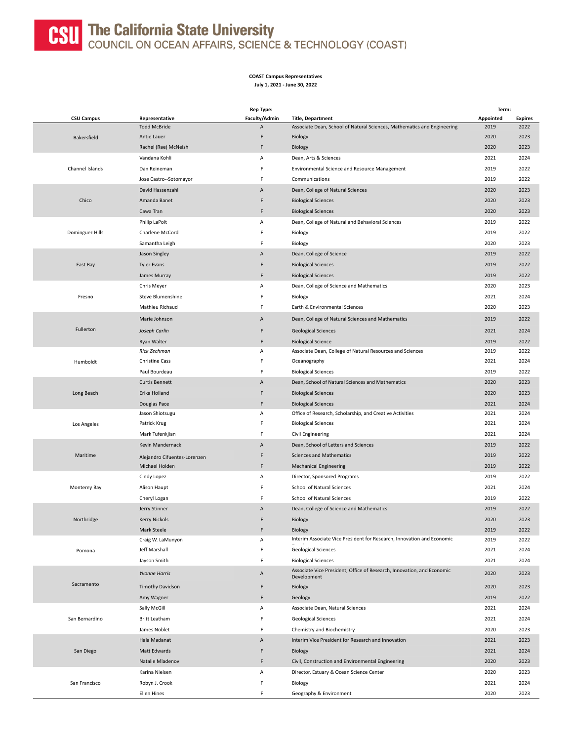# The California State University
## COUNCIL ON OCEAN AFFAIRS, SCIENCE & TECHNOLOGY (COAST)

**COAST Campus Representatives**
**July 1, 2021 - June 30, 2022**

| CSU Campus | Representative | Rep Type: Faculty/Admin | Title, Department | Term: Appointed | Expires |
|---|---|---|---|---|---|
| Bakersfield | Todd McBride | A | Associate Dean, School of Natural Sciences, Mathematics and Engineering | 2019 | 2022 |
| | Antje Lauer | F | Biology | 2020 | 2023 |
| | Rachel (Rae) McNeish | F | Biology | 2020 | 2023 |
| Channel Islands | Vandana Kohli | A | Dean, Arts & Sciences | 2021 | 2024 |
| | Dan Reineman | F | Environmental Science and Resource Management | 2019 | 2022 |
| | Jose Castro--Sotomayor | F | Communications | 2019 | 2022 |
| Chico | David Hassenzahl | A | Dean, College of Natural Sciences | 2020 | 2023 |
| | Amanda Banet | F | Biological Sciences | 2020 | 2023 |
| | Cawa Tran | F | Biological Sciences | 2020 | 2023 |
| Dominguez Hills | Philip LaPolt | A | Dean, College of Natural and Behavioral Sciences | 2019 | 2022 |
| | Charlene McCord | F | Biology | 2019 | 2022 |
| | Samantha Leigh | F | Biology | 2020 | 2023 |
| East Bay | Jason Singley | A | Dean, College of Science | 2019 | 2022 |
| | Tyler Evans | F | Biological Sciences | 2019 | 2022 |
| | James Murray | F | Biological Sciences | 2019 | 2022 |
| Fresno | Chris Meyer | A | Dean, College of Science and Mathematics | 2020 | 2023 |
| | Steve Blumenshine | F | Biology | 2021 | 2024 |
| | Mathieu Richaud | F | Earth & Environmental Sciences | 2020 | 2023 |
| Fullerton | Marie Johnson | A | Dean, College of Natural Sciences and Mathematics | 2019 | 2022 |
| | *Joseph Carlin* | F | Geological Sciences | 2021 | 2024 |
| | Ryan Walter | F | Biological Science | 2019 | 2022 |
| Humboldt | *Rick Zechman* | A | Associate Dean, College of Natural Resources and Sciences | 2019 | 2022 |
| | Christine Cass | F | Oceanography | 2021 | 2024 |
| | Paul Bourdeau | F | Biological Sciences | 2019 | 2022 |
| Long Beach | Curtis Bennett | A | Dean, School of Natural Sciences and Mathematics | 2020 | 2023 |
| | Erika Holland | F | Biological Sciences | 2020 | 2023 |
| | Douglas Pace | F | Biological Sciences | 2021 | 2024 |
| Los Angeles | Jason Shiotsugu | A | Office of Research, Scholarship, and Creative Activities | 2021 | 2024 |
| | Patrick Krug | F | Biological Sciences | 2021 | 2024 |
| | Mark Tufenkjian | F | Civil Engineering | 2021 | 2024 |
| Maritime | Kevin Mandernack | A | Dean, School of Letters and Sciences | 2019 | 2022 |
| | Alejandro Cifuentes-Lorenzen | F | Sciences and Mathematics | 2019 | 2022 |
| | Michael Holden | F | Mechanical Engineering | 2019 | 2022 |
| Monterey Bay | Cindy Lopez | A | Director, Sponsored Programs | 2019 | 2022 |
| | Alison Haupt | F | School of Natural Sciences | 2021 | 2024 |
| | Cheryl Logan | F | School of Natural Sciences | 2019 | 2022 |
| Northridge | Jerry Stinner | A | Dean, College of Science and Mathematics | 2019 | 2022 |
| | Kerry Nickols | F | Biology | 2020 | 2023 |
| | Mark Steele | F | Biology | 2019 | 2022 |
| Pomona | Craig W. LaMunyon | A | Interim Associate Vice President for Research, Innovation and Economic Development | 2019 | 2022 |
| | Jeff Marshall | F | Geological Sciences | 2021 | 2024 |
| | Jayson Smith | F | Biological Sciences | 2021 | 2024 |
| Sacramento | *Yvonne Harris* | A | Associate Vice President, Office of Research, Innovation, and Economic Development | 2020 | 2023 |
| | Timothy Davidson | F | Biology | 2020 | 2023 |
| | Amy Wagner | F | Geology | 2019 | 2022 |
| San Bernardino | Sally McGill | A | Associate Dean, Natural Sciences | 2021 | 2024 |
| | Britt Leatham | F | Geological Sciences | 2021 | 2024 |
| | James Noblet | F | Chemistry and Biochemistry | 2020 | 2023 |
| San Diego | Hala Madanat | A | Interim Vice President for Research and Innovation | 2021 | 2023 |
| | Matt Edwards | F | Biology | 2021 | 2024 |
| | Natalie Mladenov | F | Civil, Construction and Environmental Engineering | 2020 | 2023 |
| San Francisco | Karina Nielsen | A | Director, Estuary & Ocean Science Center | 2020 | 2023 |
| | Robyn J. Crook | F | Biology | 2021 | 2024 |
| | Ellen Hines | F | Geography & Environment | 2020 | 2023 |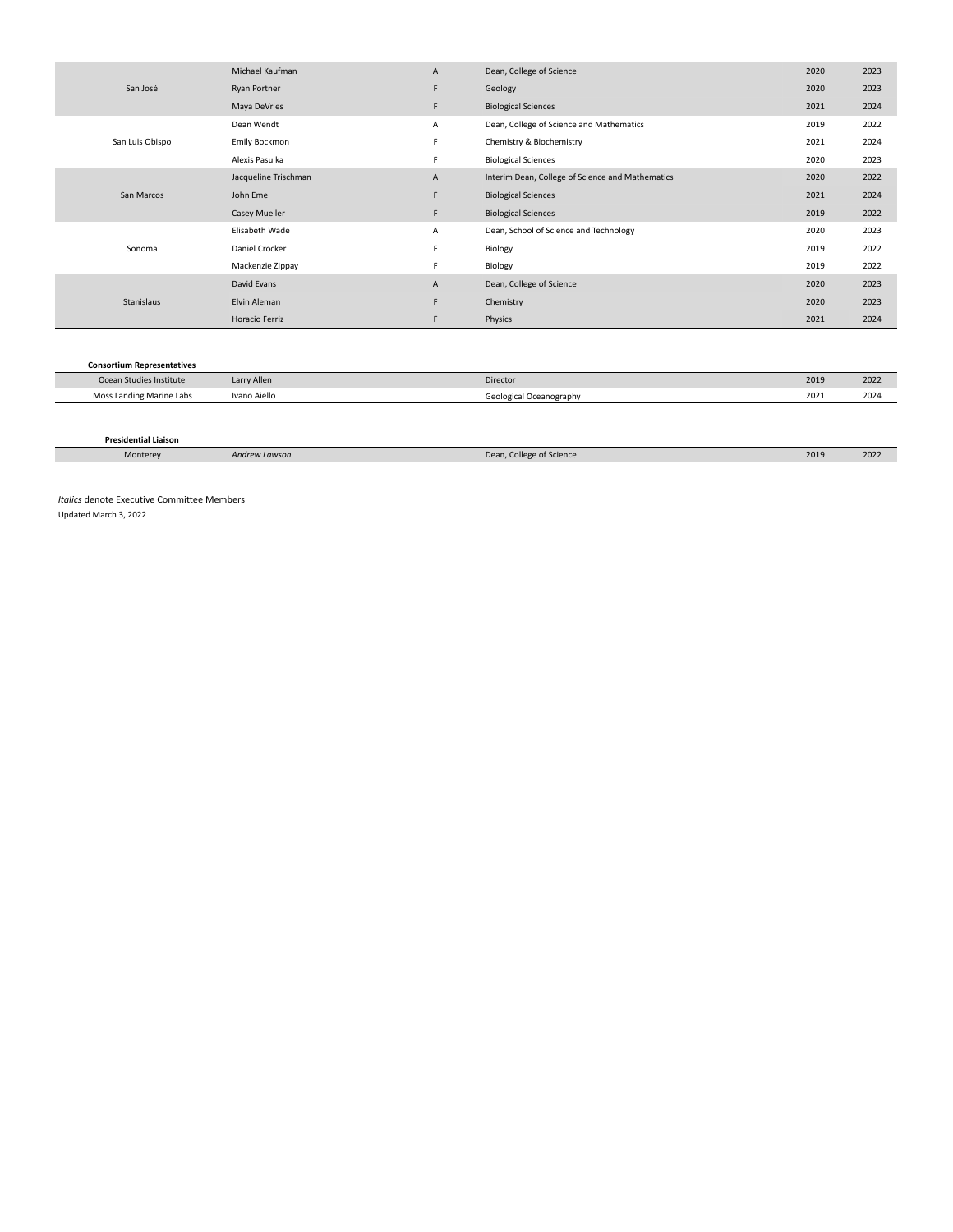| | | | | | |
|---|---|---|---|---|---|
| San José | Michael Kaufman | A | Dean, College of Science | 2020 | 2023 |
| | Ryan Portner | F | Geology | 2020 | 2023 |
| | Maya DeVries | F | Biological Sciences | 2021 | 2024 |
| San Luis Obispo | Dean Wendt | A | Dean, College of Science and Mathematics | 2019 | 2022 |
| | Emily Bockmon | F | Chemistry & Biochemistry | 2021 | 2024 |
| | Alexis Pasulka | F | Biological Sciences | 2020 | 2023 |
| San Marcos | Jacqueline Trischman | A | Interim Dean, College of Science and Mathematics | 2020 | 2022 |
| | John Eme | F | Biological Sciences | 2021 | 2024 |
| | Casey Mueller | F | Biological Sciences | 2019 | 2022 |
| Sonoma | Elisabeth Wade | A | Dean, School of Science and Technology | 2020 | 2023 |
| | Daniel Crocker | F | Biology | 2019 | 2022 |
| | Mackenzie Zippay | F | Biology | 2019 | 2022 |
| Stanislaus | David Evans | A | Dean, College of Science | 2020 | 2023 |
| | Elvin Aleman | F | Chemistry | 2020 | 2023 |
| | Horacio Ferriz | F | Physics | 2021 | 2024 |

**Consortium Representatives**

| | | | | |
|---|---|---|---|---|
| Ocean Studies Institute | Larry Allen | Director | 2019 | 2022 |
| Moss Landing Marine Labs | Ivano Aiello | Geological Oceanography | 2021 | 2024 |

**Presidential Liaison**

| | | | | |
|---|---|---|---|---|
| Monterey | *Andrew Lawson* | Dean, College of Science | 2019 | 2022 |

*Italics* denote Executive Committee Members

Updated March 3, 2022